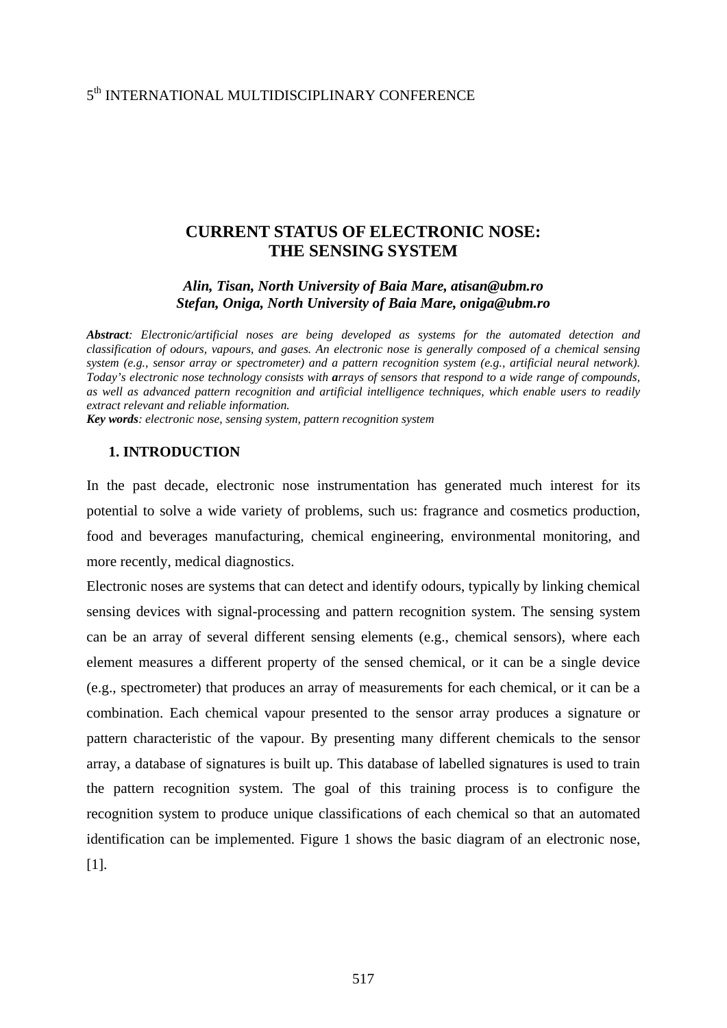# CURRENT STATUS OF ELECTRONIC NOSE: THE SENSING SYSTEM

***Alin, Tisan, North University of Baia Mare, atisan@ubm.ro***
***Stefan, Oniga, North University of Baia Mare, oniga@ubm.ro***

***Abstract**: Electronic/artificial noses are being developed as systems for the automated detection and classification of odours, vapours, and gases. An electronic nose is generally composed of a chemical sensing system (e.g., sensor array or spectrometer) and a pattern recognition system (e.g., artificial neural network). Today's electronic nose technology consists with **a**rrays of sensors that respond to a wide range of compounds, as well as advanced pattern recognition and artificial intelligence techniques, which enable users to readily extract relevant and reliable information.*

***Key words**: electronic nose, sensing system, pattern recognition system*

## 1. INTRODUCTION

In the past decade, electronic nose instrumentation has generated much interest for its potential to solve a wide variety of problems, such us: fragrance and cosmetics production, food and beverages manufacturing, chemical engineering, environmental monitoring, and more recently, medical diagnostics.

Electronic noses are systems that can detect and identify odours, typically by linking chemical sensing devices with signal-processing and pattern recognition system. The sensing system can be an array of several different sensing elements (e.g., chemical sensors), where each element measures a different property of the sensed chemical, or it can be a single device (e.g., spectrometer) that produces an array of measurements for each chemical, or it can be a combination. Each chemical vapour presented to the sensor array produces a signature or pattern characteristic of the vapour. By presenting many different chemicals to the sensor array, a database of signatures is built up. This database of labelled signatures is used to train the pattern recognition system. The goal of this training process is to configure the recognition system to produce unique classifications of each chemical so that an automated identification can be implemented. Figure 1 shows the basic diagram of an electronic nose, [1].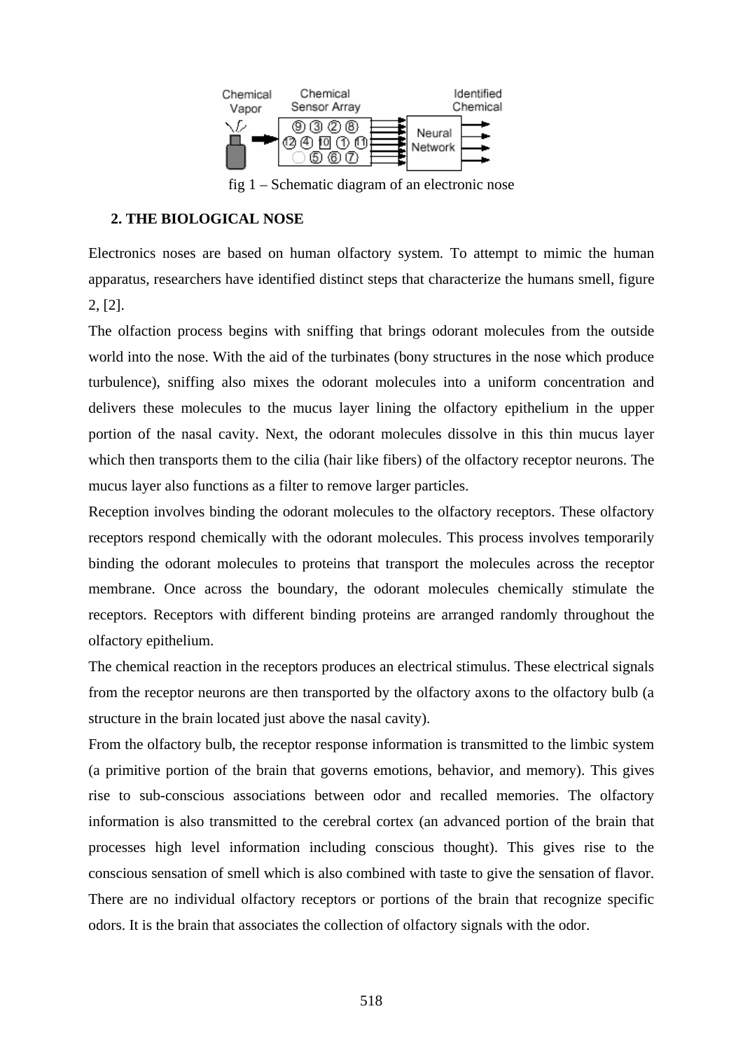fig 1 – Schematic diagram of an electronic nose

## 2. THE BIOLOGICAL NOSE

Electronics noses are based on human olfactory system. To attempt to mimic the human apparatus, researchers have identified distinct steps that characterize the humans smell, figure 2, [2].

The olfaction process begins with sniffing that brings odorant molecules from the outside world into the nose. With the aid of the turbinates (bony structures in the nose which produce turbulence), sniffing also mixes the odorant molecules into a uniform concentration and delivers these molecules to the mucus layer lining the olfactory epithelium in the upper portion of the nasal cavity. Next, the odorant molecules dissolve in this thin mucus layer which then transports them to the cilia (hair like fibers) of the olfactory receptor neurons. The mucus layer also functions as a filter to remove larger particles.

Reception involves binding the odorant molecules to the olfactory receptors. These olfactory receptors respond chemically with the odorant molecules. This process involves temporarily binding the odorant molecules to proteins that transport the molecules across the receptor membrane. Once across the boundary, the odorant molecules chemically stimulate the receptors. Receptors with different binding proteins are arranged randomly throughout the olfactory epithelium.

The chemical reaction in the receptors produces an electrical stimulus. These electrical signals from the receptor neurons are then transported by the olfactory axons to the olfactory bulb (a structure in the brain located just above the nasal cavity).

From the olfactory bulb, the receptor response information is transmitted to the limbic system (a primitive portion of the brain that governs emotions, behavior, and memory). This gives rise to sub-conscious associations between odor and recalled memories. The olfactory information is also transmitted to the cerebral cortex (an advanced portion of the brain that processes high level information including conscious thought). This gives rise to the conscious sensation of smell which is also combined with taste to give the sensation of flavor. There are no individual olfactory receptors or portions of the brain that recognize specific odors. It is the brain that associates the collection of olfactory signals with the odor.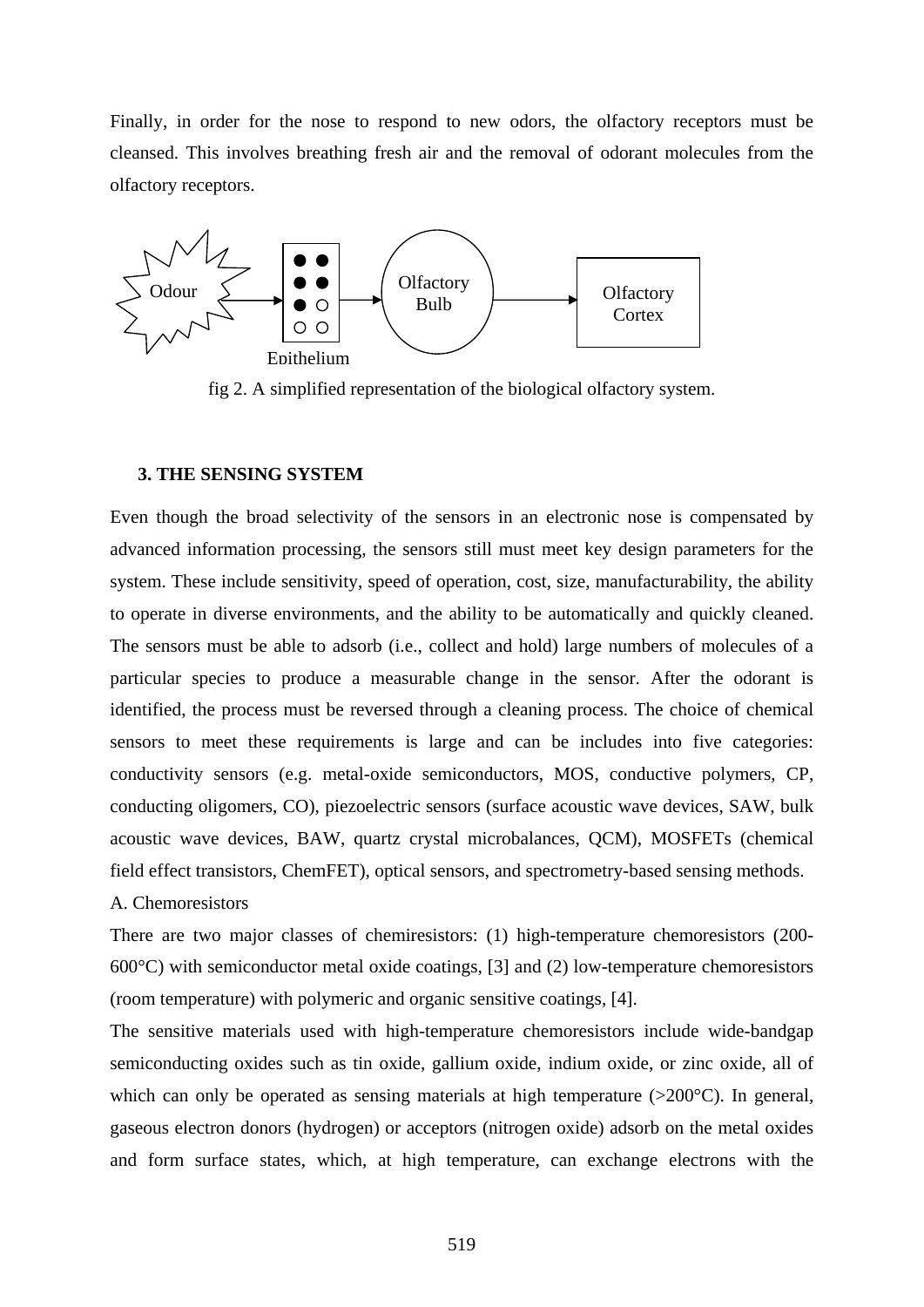Finally, in order for the nose to respond to new odors, the olfactory receptors must be cleansed. This involves breathing fresh air and the removal of odorant molecules from the olfactory receptors.

fig 2. A simplified representation of the biological olfactory system.

### 3. THE SENSING SYSTEM

Even though the broad selectivity of the sensors in an electronic nose is compensated by advanced information processing, the sensors still must meet key design parameters for the system. These include sensitivity, speed of operation, cost, size, manufacturability, the ability to operate in diverse environments, and the ability to be automatically and quickly cleaned. The sensors must be able to adsorb (i.e., collect and hold) large numbers of molecules of a particular species to produce a measurable change in the sensor. After the odorant is identified, the process must be reversed through a cleaning process. The choice of chemical sensors to meet these requirements is large and can be includes into five categories: conductivity sensors (e.g. metal-oxide semiconductors, MOS, conductive polymers, CP, conducting oligomers, CO), piezoelectric sensors (surface acoustic wave devices, SAW, bulk acoustic wave devices, BAW, quartz crystal microbalances, QCM), MOSFETs (chemical field effect transistors, ChemFET), optical sensors, and spectrometry-based sensing methods.

A. Chemoresistors

There are two major classes of chemiresistors: (1) high-temperature chemoresistors (200-600°C) with semiconductor metal oxide coatings, [3] and (2) low-temperature chemoresistors (room temperature) with polymeric and organic sensitive coatings, [4].

The sensitive materials used with high-temperature chemoresistors include wide-bandgap semiconducting oxides such as tin oxide, gallium oxide, indium oxide, or zinc oxide, all of which can only be operated as sensing materials at high temperature (>200°C). In general, gaseous electron donors (hydrogen) or acceptors (nitrogen oxide) adsorb on the metal oxides and form surface states, which, at high temperature, can exchange electrons with the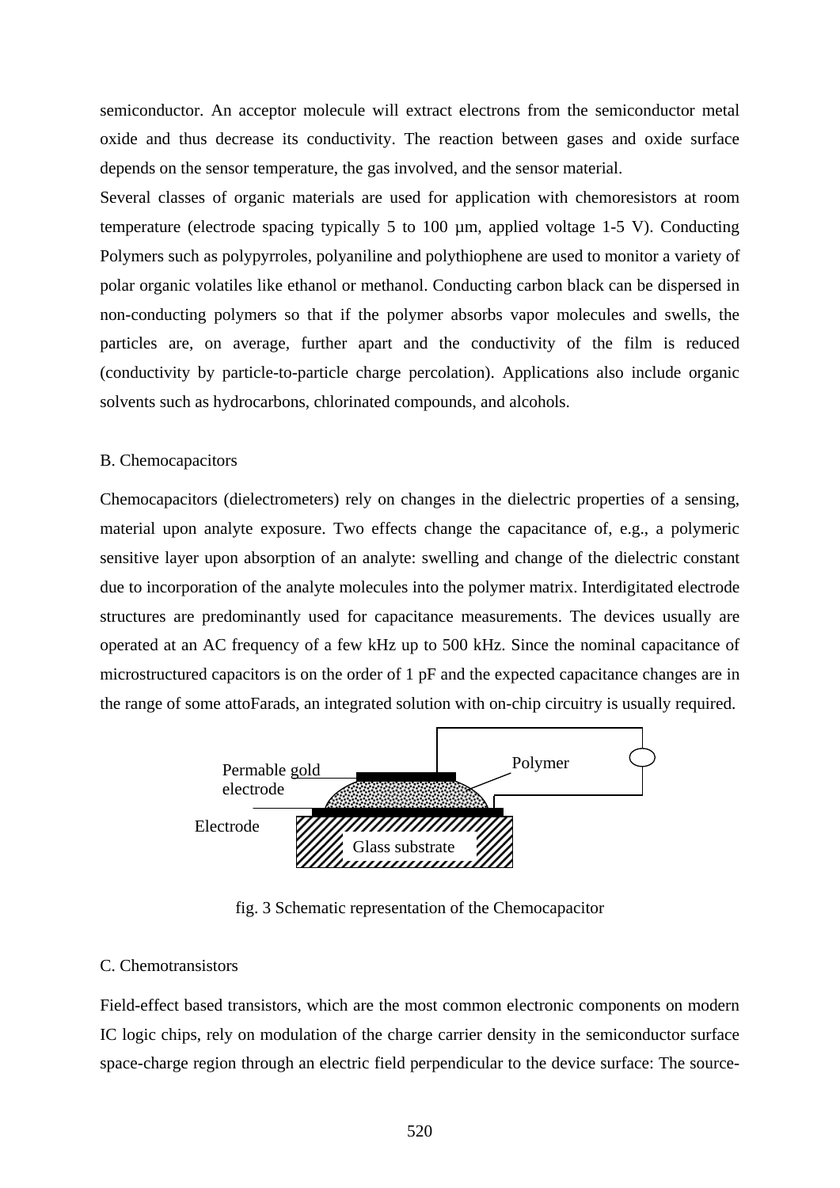semiconductor. An acceptor molecule will extract electrons from the semiconductor metal oxide and thus decrease its conductivity. The reaction between gases and oxide surface depends on the sensor temperature, the gas involved, and the sensor material.

Several classes of organic materials are used for application with chemoresistors at room temperature (electrode spacing typically 5 to 100 µm, applied voltage 1-5 V). Conducting Polymers such as polypyrroles, polyaniline and polythiophene are used to monitor a variety of polar organic volatiles like ethanol or methanol. Conducting carbon black can be dispersed in non-conducting polymers so that if the polymer absorbs vapor molecules and swells, the particles are, on average, further apart and the conductivity of the film is reduced (conductivity by particle-to-particle charge percolation). Applications also include organic solvents such as hydrocarbons, chlorinated compounds, and alcohols.

### B. Chemocapacitors

Chemocapacitors (dielectrometers) rely on changes in the dielectric properties of a sensing, material upon analyte exposure. Two effects change the capacitance of, e.g., a polymeric sensitive layer upon absorption of an analyte: swelling and change of the dielectric constant due to incorporation of the analyte molecules into the polymer matrix. Interdigitated electrode structures are predominantly used for capacitance measurements. The devices usually are operated at an AC frequency of a few kHz up to 500 kHz. Since the nominal capacitance of microstructured capacitors is on the order of 1 pF and the expected capacitance changes are in the range of some attoFarads, an integrated solution with on-chip circuitry is usually required.

Permable gold electrode

Polymer

Electrode

Glass substrate

fig. 3 Schematic representation of the Chemocapacitor

### C. Chemotransistors

Field-effect based transistors, which are the most common electronic components on modern IC logic chips, rely on modulation of the charge carrier density in the semiconductor surface space-charge region through an electric field perpendicular to the device surface: The source-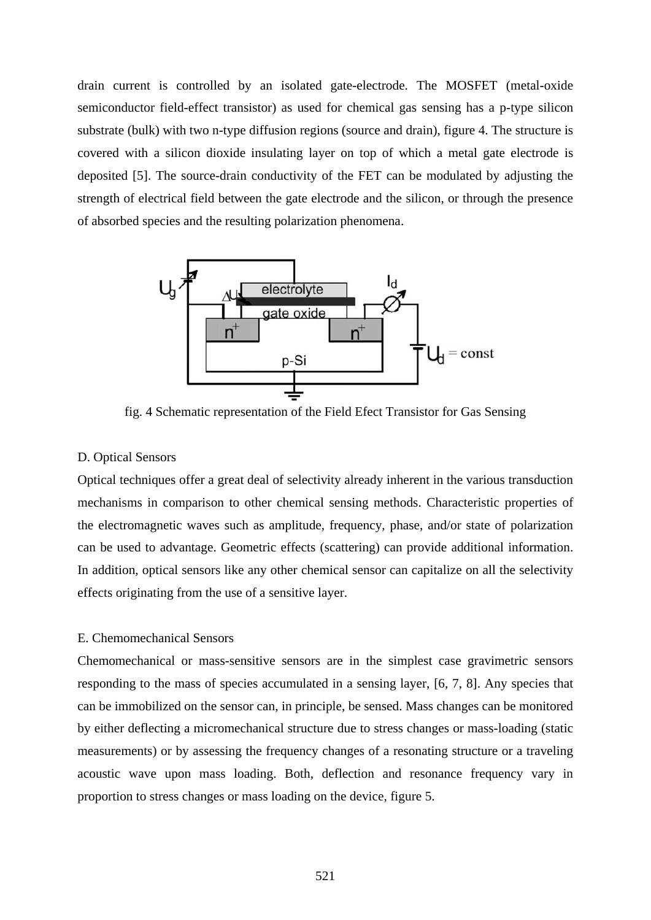drain current is controlled by an isolated gate-electrode. The MOSFET (metal-oxide semiconductor field-effect transistor) as used for chemical gas sensing has a p-type silicon substrate (bulk) with two n-type diffusion regions (source and drain), figure 4. The structure is covered with a silicon dioxide insulating layer on top of which a metal gate electrode is deposited [5]. The source-drain conductivity of the FET can be modulated by adjusting the strength of electrical field between the gate electrode and the silicon, or through the presence of absorbed species and the resulting polarization phenomena.

fig. 4 Schematic representation of the Field Efect Transistor for Gas Sensing

D. Optical Sensors

Optical techniques offer a great deal of selectivity already inherent in the various transduction mechanisms in comparison to other chemical sensing methods. Characteristic properties of the electromagnetic waves such as amplitude, frequency, phase, and/or state of polarization can be used to advantage. Geometric effects (scattering) can provide additional information. In addition, optical sensors like any other chemical sensor can capitalize on all the selectivity effects originating from the use of a sensitive layer.

E. Chemomechanical Sensors

Chemomechanical or mass-sensitive sensors are in the simplest case gravimetric sensors responding to the mass of species accumulated in a sensing layer, [6, 7, 8]. Any species that can be immobilized on the sensor can, in principle, be sensed. Mass changes can be monitored by either deflecting a micromechanical structure due to stress changes or mass-loading (static measurements) or by assessing the frequency changes of a resonating structure or a traveling acoustic wave upon mass loading. Both, deflection and resonance frequency vary in proportion to stress changes or mass loading on the device, figure 5.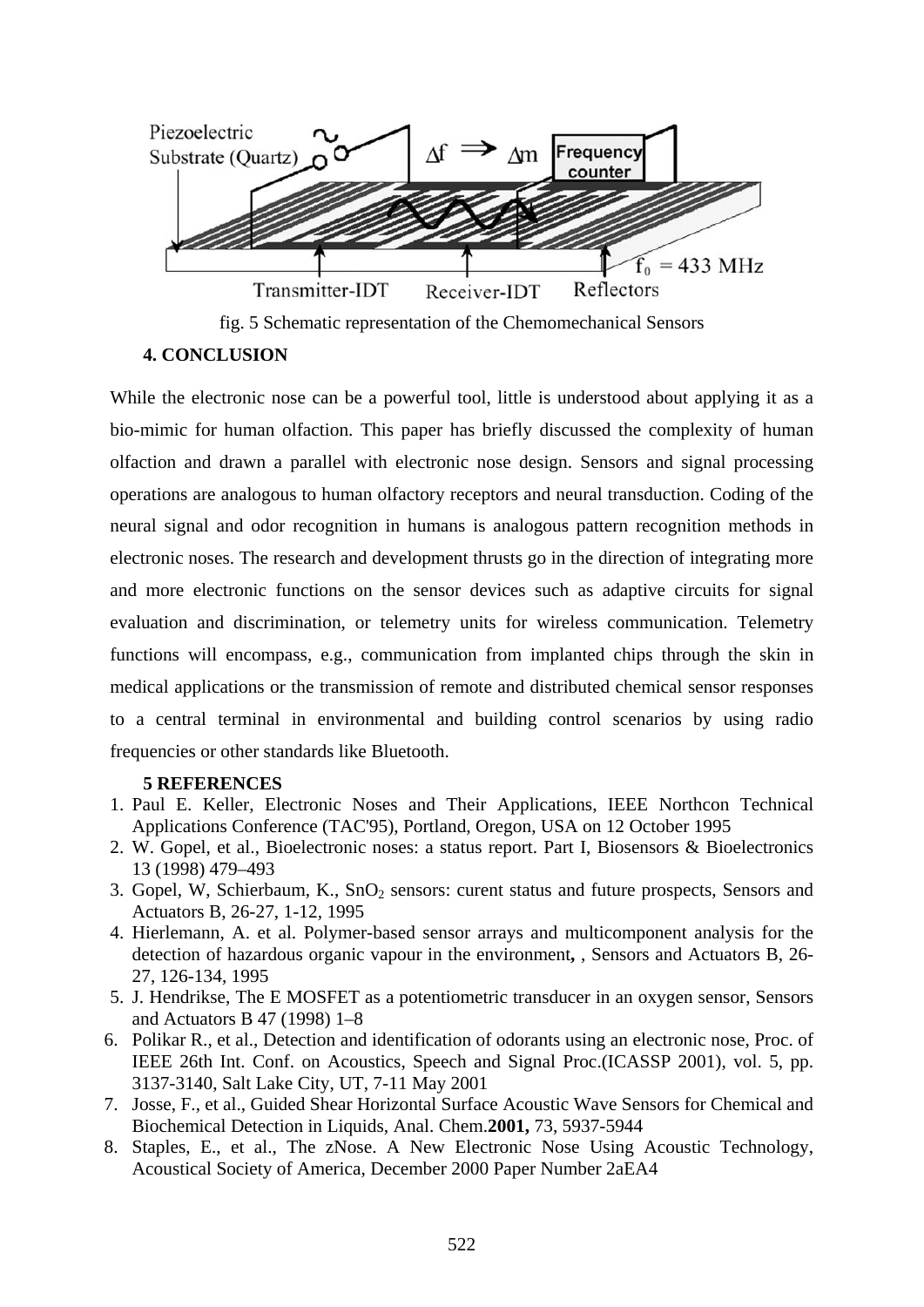Piezoelectric Substrate (Quartz)

$\Delta f \Rightarrow \Delta m$

Frequency counter

$f_0 = 433$ MHz

Transmitter-IDT

Receiver-IDT

Reflectors

fig. 5 Schematic representation of the Chemomechanical Sensors

## 4. CONCLUSION

While the electronic nose can be a powerful tool, little is understood about applying it as a bio-mimic for human olfaction. This paper has briefly discussed the complexity of human olfaction and drawn a parallel with electronic nose design. Sensors and signal processing operations are analogous to human olfactory receptors and neural transduction. Coding of the neural signal and odor recognition in humans is analogous pattern recognition methods in electronic noses. The research and development thrusts go in the direction of integrating more and more electronic functions on the sensor devices such as adaptive circuits for signal evaluation and discrimination, or telemetry units for wireless communication. Telemetry functions will encompass, e.g., communication from implanted chips through the skin in medical applications or the transmission of remote and distributed chemical sensor responses to a central terminal in environmental and building control scenarios by using radio frequencies or other standards like Bluetooth.

## 5 REFERENCES

1. Paul E. Keller, Electronic Noses and Their Applications, IEEE Northcon Technical Applications Conference (TAC'95), Portland, Oregon, USA on 12 October 1995
2. W. Gopel, et al., Bioelectronic noses: a status report. Part I, Biosensors & Bioelectronics 13 (1998) 479–493
3. Gopel, W, Schierbaum, K., $SnO_2$ sensors: curent status and future prospects, Sensors and Actuators B, 26-27, 1-12, 1995
4. Hierlemann, A. et al. Polymer-based sensor arrays and multicomponent analysis for the detection of hazardous organic vapour in the environment**,** , Sensors and Actuators B, 26-27, 126-134, 1995
5. J. Hendrikse, The E MOSFET as a potentiometric transducer in an oxygen sensor, Sensors and Actuators B 47 (1998) 1–8
6. Polikar R., et al., Detection and identification of odorants using an electronic nose, Proc. of IEEE 26th Int. Conf. on Acoustics, Speech and Signal Proc.(ICASSP 2001), vol. 5, pp. 3137-3140, Salt Lake City, UT, 7-11 May 2001
7. Josse, F., et al., Guided Shear Horizontal Surface Acoustic Wave Sensors for Chemical and Biochemical Detection in Liquids, Anal. Chem.**2001,** 73, 5937-5944
8. Staples, E., et al., The zNose. A New Electronic Nose Using Acoustic Technology, Acoustical Society of America, December 2000 Paper Number 2aEA4